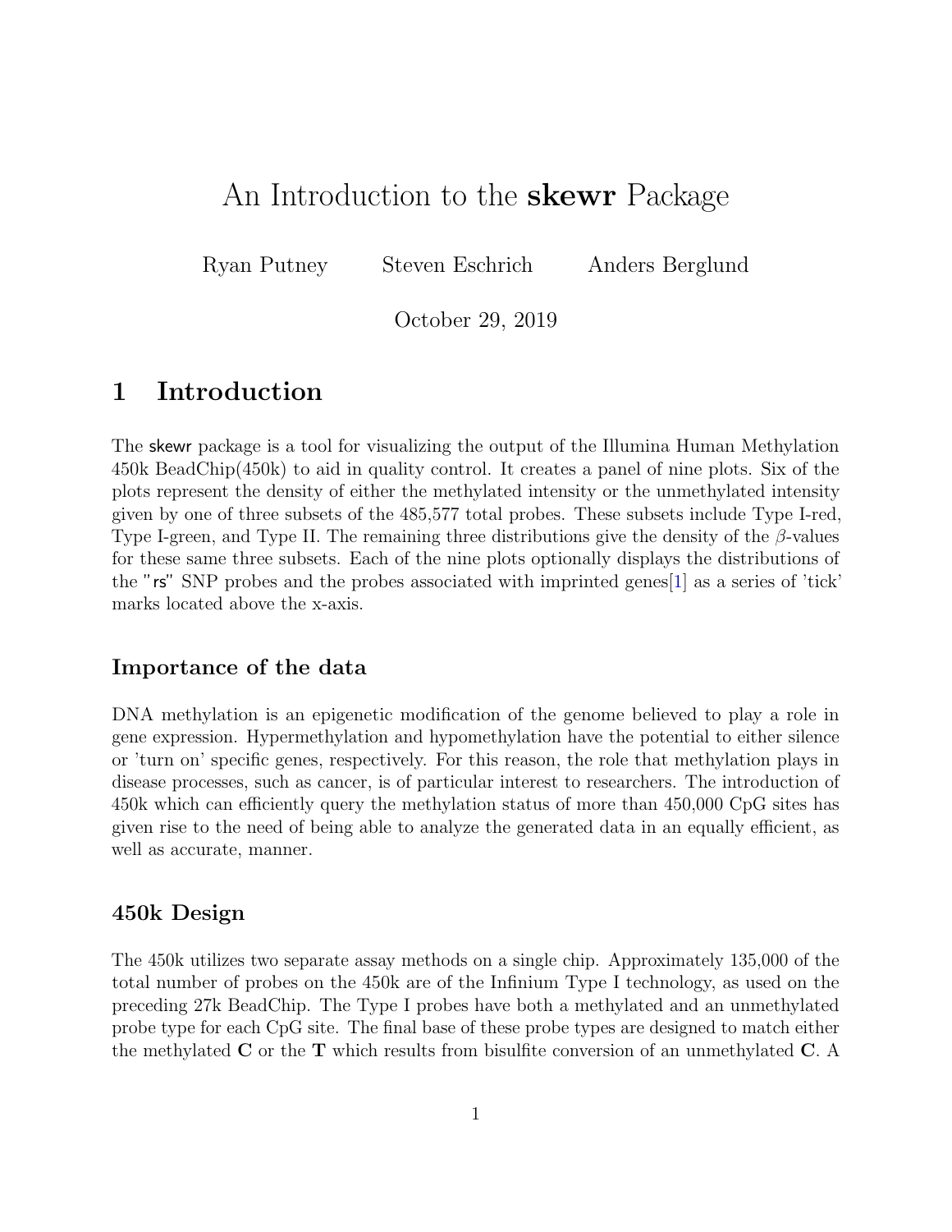# An Introduction to the **skewr** Package

Ryan Putney  Steven Eschrich  Anders Berglund

October 29, 2019

## 1 Introduction

The skewr package is a tool for visualizing the output of the Illumina Human Methylation 450k BeadChip(450k) to aid in quality control. It creates a panel of nine plots. Six of the plots represent the density of either the methylated intensity or the unmethylated intensity given by one of three subsets of the 485,577 total probes. These subsets include Type I-red, Type I-green, and Type II. The remaining three distributions give the density of the $\beta$-values for these same three subsets. Each of the nine plots optionally displays the distributions of the "rs" SNP probes and the probes associated with imprinted genes[1] as a series of 'tick' marks located above the x-axis.

### Importance of the data

DNA methylation is an epigenetic modification of the genome believed to play a role in gene expression. Hypermethylation and hypomethylation have the potential to either silence or 'turn on' specific genes, respectively. For this reason, the role that methylation plays in disease processes, such as cancer, is of particular interest to researchers. The introduction of 450k which can efficiently query the methylation status of more than 450,000 CpG sites has given rise to the need of being able to analyze the generated data in an equally efficient, as well as accurate, manner.

### 450k Design

The 450k utilizes two separate assay methods on a single chip. Approximately 135,000 of the total number of probes on the 450k are of the Infinium Type I technology, as used on the preceding 27k BeadChip. The Type I probes have both a methylated and an unmethylated probe type for each CpG site. The final base of these probe types are designed to match either the methylated **C** or the **T** which results from bisulfite conversion of an unmethylated **C**. A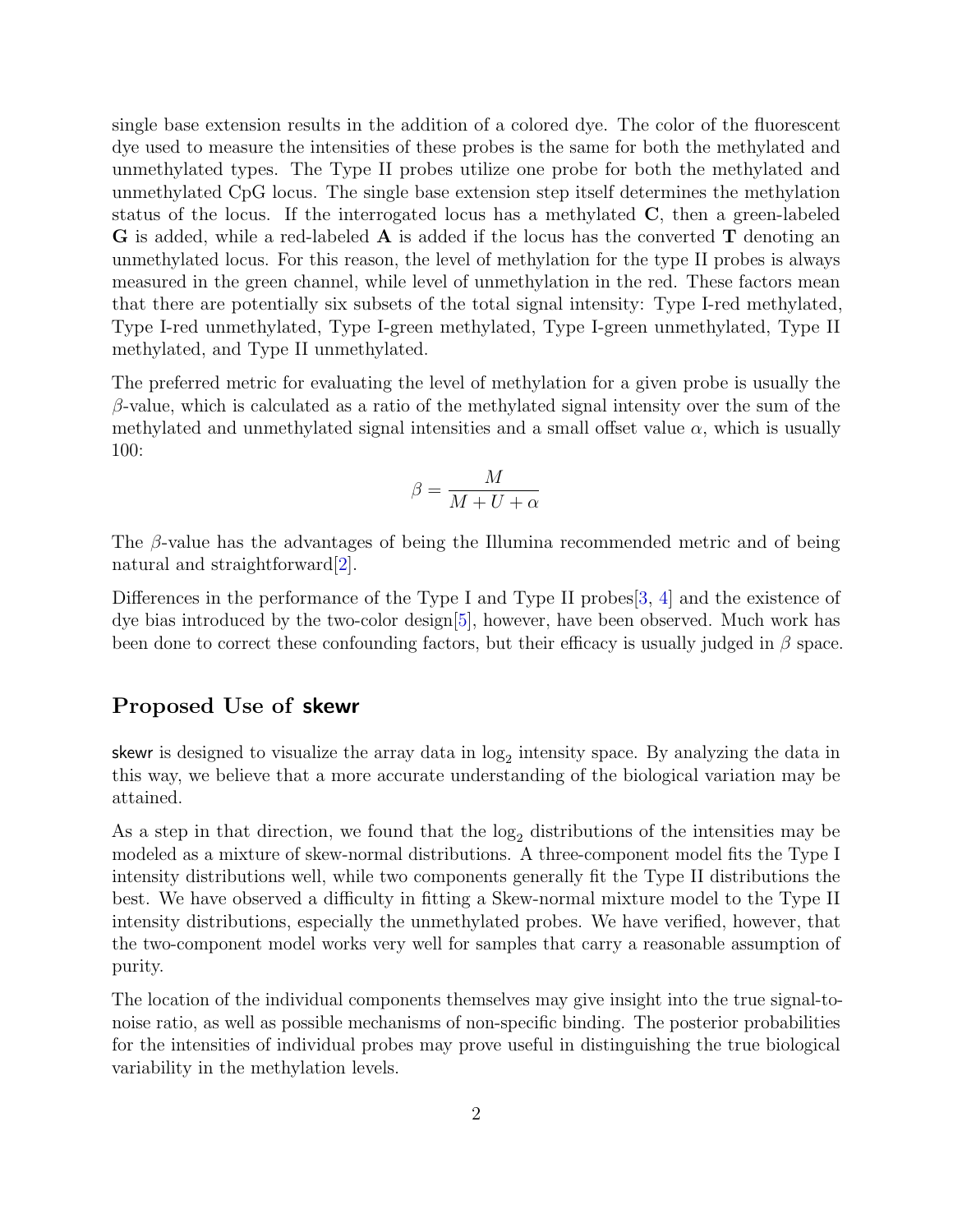single base extension results in the addition of a colored dye. The color of the fluorescent dye used to measure the intensities of these probes is the same for both the methylated and unmethylated types. The Type II probes utilize one probe for both the methylated and unmethylated CpG locus. The single base extension step itself determines the methylation status of the locus. If the interrogated locus has a methylated **C**, then a green-labeled **G** is added, while a red-labeled **A** is added if the locus has the converted **T** denoting an unmethylated locus. For this reason, the level of methylation for the type II probes is always measured in the green channel, while level of unmethylation in the red. These factors mean that there are potentially six subsets of the total signal intensity: Type I-red methylated, Type I-red unmethylated, Type I-green methylated, Type I-green unmethylated, Type II methylated, and Type II unmethylated.

The preferred metric for evaluating the level of methylation for a given probe is usually the $\beta$-value, which is calculated as a ratio of the methylated signal intensity over the sum of the methylated and unmethylated signal intensities and a small offset value $\alpha$, which is usually 100:

$$\beta = \frac{M}{M + U + \alpha}$$

The $\beta$-value has the advantages of being the Illumina recommended metric and of being natural and straightforward[2].

Differences in the performance of the Type I and Type II probes[3, 4] and the existence of dye bias introduced by the two-color design[5], however, have been observed. Much work has been done to correct these confounding factors, but their efficacy is usually judged in $\beta$ space.

## Proposed Use of skewr

skewr is designed to visualize the array data in $\log_2$ intensity space. By analyzing the data in this way, we believe that a more accurate understanding of the biological variation may be attained.

As a step in that direction, we found that the $\log_2$ distributions of the intensities may be modeled as a mixture of skew-normal distributions. A three-component model fits the Type I intensity distributions well, while two components generally fit the Type II distributions the best. We have observed a difficulty in fitting a Skew-normal mixture model to the Type II intensity distributions, especially the unmethylated probes. We have verified, however, that the two-component model works very well for samples that carry a reasonable assumption of purity.

The location of the individual components themselves may give insight into the true signal-to-noise ratio, as well as possible mechanisms of non-specific binding. The posterior probabilities for the intensities of individual probes may prove useful in distinguishing the true biological variability in the methylation levels.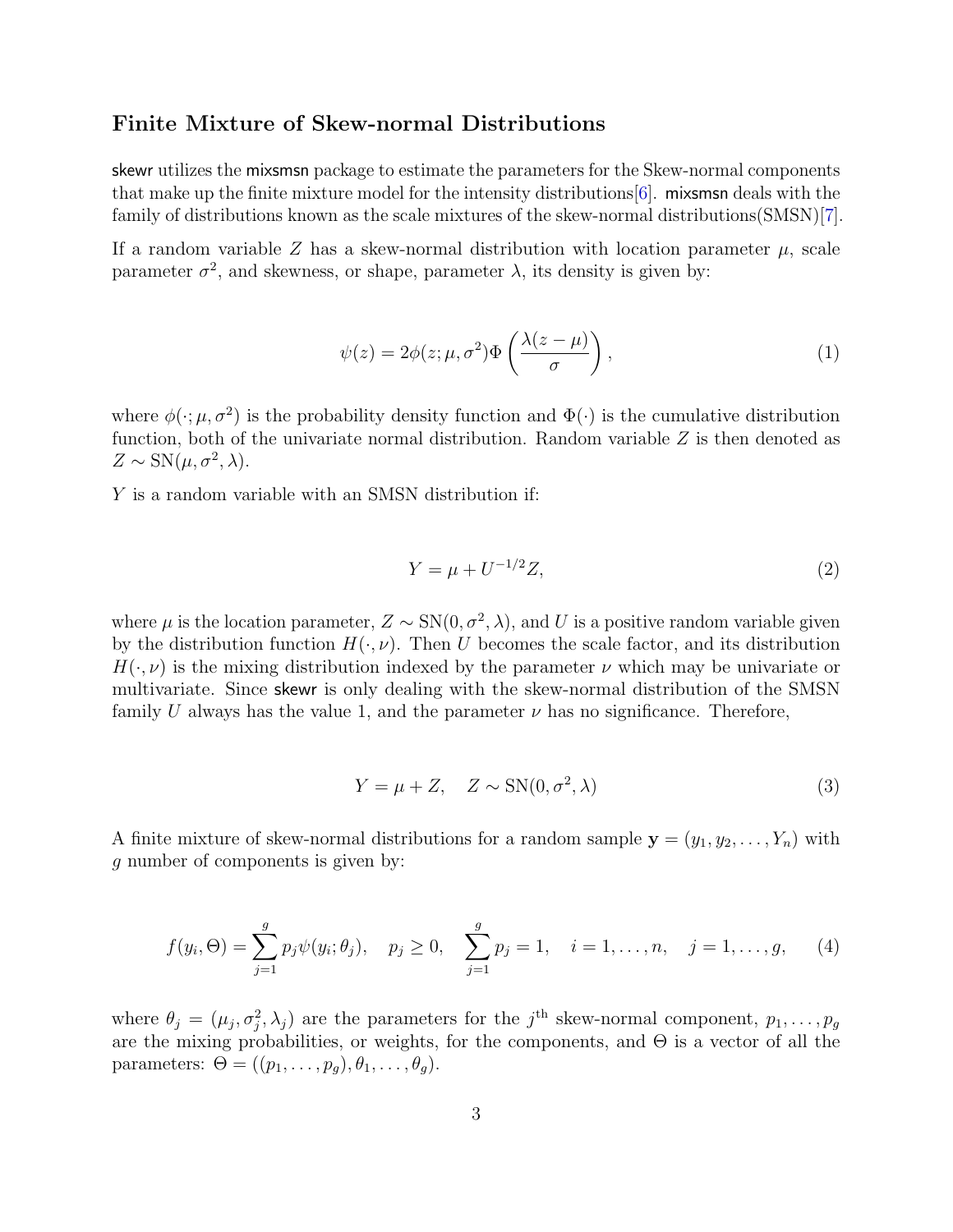## Finite Mixture of Skew-normal Distributions

skewr utilizes the mixsmsn package to estimate the parameters for the Skew-normal components that make up the finite mixture model for the intensity distributions[6]. mixsmsn deals with the family of distributions known as the scale mixtures of the skew-normal distributions(SMSN)[7].

If a random variable $Z$ has a skew-normal distribution with location parameter $\mu$, scale parameter $\sigma^2$, and skewness, or shape, parameter $\lambda$, its density is given by:

$$\psi(z) = 2\phi(z; \mu, \sigma^2)\Phi\left(\frac{\lambda(z-\mu)}{\sigma}\right), \tag{1}$$

where $\phi(\cdot; \mu, \sigma^2)$ is the probability density function and $\Phi(\cdot)$ is the cumulative distribution function, both of the univariate normal distribution. Random variable $Z$ is then denoted as $Z \sim \mathrm{SN}(\mu, \sigma^2, \lambda)$.

$Y$ is a random variable with an SMSN distribution if:

$$Y = \mu + U^{-1/2}Z, \tag{2}$$

where $\mu$ is the location parameter, $Z \sim \mathrm{SN}(0, \sigma^2, \lambda)$, and $U$ is a positive random variable given by the distribution function $H(\cdot, \nu)$. Then $U$ becomes the scale factor, and its distribution $H(\cdot, \nu)$ is the mixing distribution indexed by the parameter $\nu$ which may be univariate or multivariate. Since skewr is only dealing with the skew-normal distribution of the SMSN family $U$ always has the value 1, and the parameter $\nu$ has no significance. Therefore,

$$Y = \mu + Z, \quad Z \sim \mathrm{SN}(0, \sigma^2, \lambda) \tag{3}$$

A finite mixture of skew-normal distributions for a random sample $\mathbf{y} = (y_1, y_2, \ldots, Y_n)$ with $g$ number of components is given by:

$$f(y_i, \Theta) = \sum_{j=1}^{g} p_j \psi(y_i; \theta_j), \quad p_j \geq 0, \quad \sum_{j=1}^{g} p_j = 1, \quad i = 1, \ldots, n, \quad j = 1, \ldots, g, \tag{4}$$

where $\theta_j = (\mu_j, \sigma_j^2, \lambda_j)$ are the parameters for the $j^{\text{th}}$ skew-normal component, $p_1, \ldots, p_g$ are the mixing probabilities, or weights, for the components, and $\Theta$ is a vector of all the parameters: $\Theta = ((p_1, \ldots, p_g), \theta_1, \ldots, \theta_g)$.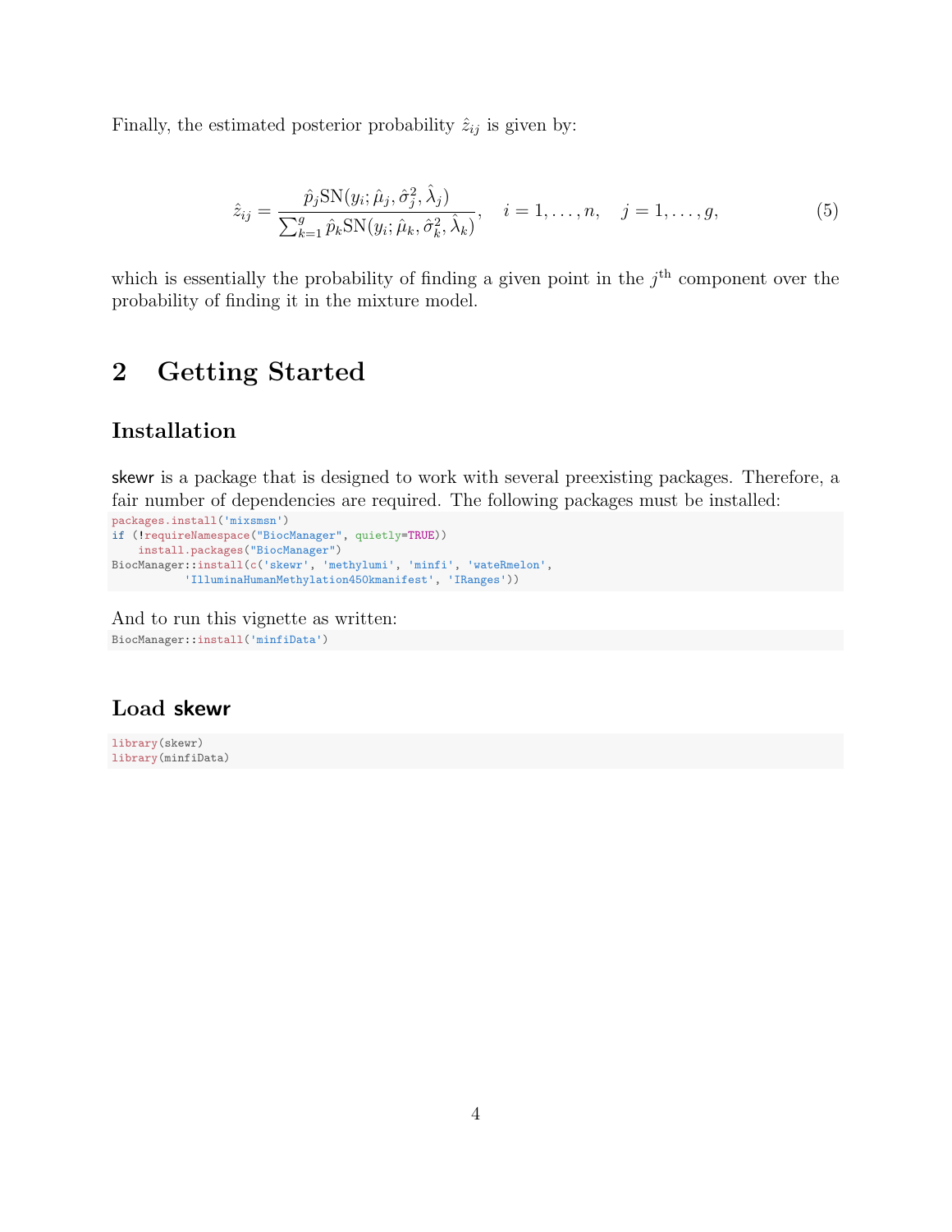Finally, the estimated posterior probability $\hat{z}_{ij}$ is given by:

$$\hat{z}_{ij} = \frac{\hat{p}_j \text{SN}(y_i; \hat{\mu}_j, \hat{\sigma}_j^2, \hat{\lambda}_j)}{\sum_{k=1}^{g} \hat{p}_k \text{SN}(y_i; \hat{\mu}_k, \hat{\sigma}_k^2, \hat{\lambda}_k)}, \quad i = 1, \ldots, n, \quad j = 1, \ldots, g, \tag{5}$$

which is essentially the probability of finding a given point in the $j^{\text{th}}$ component over the probability of finding it in the mixture model.

# 2 Getting Started

### Installation

skewr is a package that is designed to work with several preexisting packages. Therefore, a fair number of dependencies are required. The following packages must be installed:

```
packages.install('mixsmsn')
if (!requireNamespace("BiocManager", quietly=TRUE))
    install.packages("BiocManager")
BiocManager::install(c('skewr', 'methylumi', 'minfi', 'wateRmelon',
           'IlluminaHumanMethylation450kmanifest', 'IRanges'))
```

And to run this vignette as written:

```
BiocManager::install('minfiData')
```

### Load skewr

```
library(skewr)
library(minfiData)
```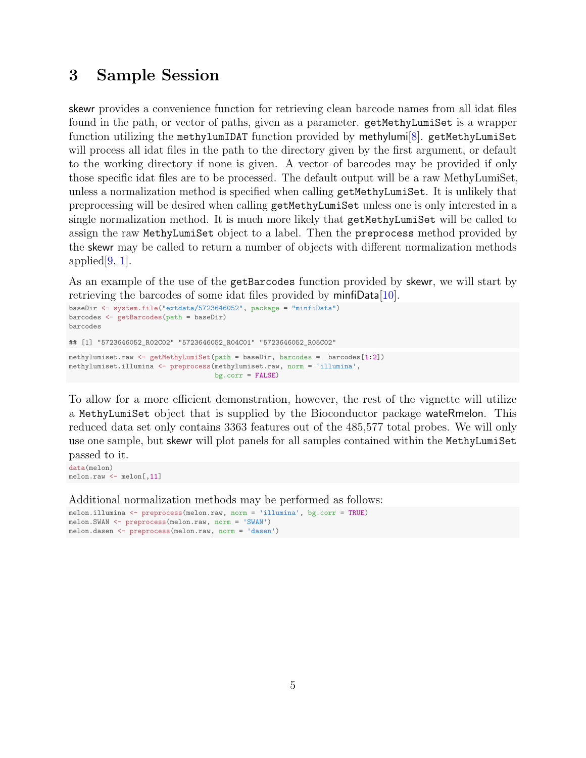# 3 Sample Session

skewr provides a convenience function for retrieving clean barcode names from all idat files found in the path, or vector of paths, given as a parameter. getMethyLumiSet is a wrapper function utilizing the methylumIDAT function provided by methylumi[8]. getMethyLumiSet will process all idat files in the path to the directory given by the first argument, or default to the working directory if none is given. A vector of barcodes may be provided if only those specific idat files are to be processed. The default output will be a raw MethyLumiSet, unless a normalization method is specified when calling getMethyLumiSet. It is unlikely that preprocessing will be desired when calling getMethyLumiSet unless one is only interested in a single normalization method. It is much more likely that getMethyLumiSet will be called to assign the raw MethyLumiSet object to a label. Then the preprocess method provided by the skewr may be called to return a number of objects with different normalization methods applied[9, 1].

As an example of the use of the getBarcodes function provided by skewr, we will start by retrieving the barcodes of some idat files provided by minfiData[10].

```
baseDir <- system.file("extdata/5723646052", package = "minfiData")
barcodes <- getBarcodes(path = baseDir)
barcodes

## [1] "5723646052_R02C02" "5723646052_R04C01" "5723646052_R05C02"
```

```
methylumiset.raw <- getMethyLumiSet(path = baseDir, barcodes =  barcodes[1:2])
methylumiset.illumina <- preprocess(methylumiset.raw, norm = 'illumina',
                                    bg.corr = FALSE)
```

To allow for a more efficient demonstration, however, the rest of the vignette will utilize a MethyLumiSet object that is supplied by the Bioconductor package wateRmelon. This reduced data set only contains 3363 features out of the 485,577 total probes. We will only use one sample, but skewr will plot panels for all samples contained within the MethyLumiSet passed to it.

```
data(melon)
melon.raw <- melon[,11]
```

Additional normalization methods may be performed as follows:

```
melon.illumina <- preprocess(melon.raw, norm = 'illumina', bg.corr = TRUE)
melon.SWAN <- preprocess(melon.raw, norm = 'SWAN')
melon.dasen <- preprocess(melon.raw, norm = 'dasen')
```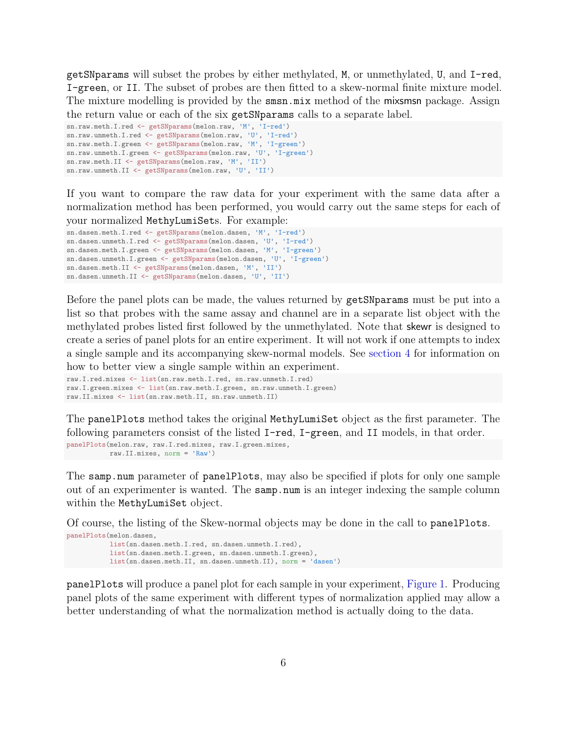getSNparams will subset the probes by either methylated, M, or unmethylated, U, and I-red, I-green, or II. The subset of probes are then fitted to a skew-normal finite mixture model. The mixture modelling is provided by the smsn.mix method of the mixsmsn package. Assign the return value or each of the six getSNparams calls to a separate label.

```
sn.raw.meth.I.red <- getSNparams(melon.raw, 'M', 'I-red')
sn.raw.unmeth.I.red <- getSNparams(melon.raw, 'U', 'I-red')
sn.raw.meth.I.green <- getSNparams(melon.raw, 'M', 'I-green')
sn.raw.unmeth.I.green <- getSNparams(melon.raw, 'U', 'I-green')
sn.raw.meth.II <- getSNparams(melon.raw, 'M', 'II')
sn.raw.unmeth.II <- getSNparams(melon.raw, 'U', 'II')
```

If you want to compare the raw data for your experiment with the same data after a normalization method has been performed, you would carry out the same steps for each of your normalized MethyLumiSets. For example:

```
sn.dasen.meth.I.red <- getSNparams(melon.dasen, 'M', 'I-red')
sn.dasen.unmeth.I.red <- getSNparams(melon.dasen, 'U', 'I-red')
sn.dasen.meth.I.green <- getSNparams(melon.dasen, 'M', 'I-green')
sn.dasen.unmeth.I.green <- getSNparams(melon.dasen, 'U', 'I-green')
sn.dasen.meth.II <- getSNparams(melon.dasen, 'M', 'II')
sn.dasen.unmeth.II <- getSNparams(melon.dasen, 'U', 'II')
```

Before the panel plots can be made, the values returned by getSNparams must be put into a list so that probes with the same assay and channel are in a separate list object with the methylated probes listed first followed by the unmethylated. Note that skewr is designed to create a series of panel plots for an entire experiment. It will not work if one attempts to index a single sample and its accompanying skew-normal models. See section 4 for information on how to better view a single sample within an experiment.

```
raw.I.red.mixes <- list(sn.raw.meth.I.red, sn.raw.unmeth.I.red)
raw.I.green.mixes <- list(sn.raw.meth.I.green, sn.raw.unmeth.I.green)
raw.II.mixes <- list(sn.raw.meth.II, sn.raw.unmeth.II)
```

The panelPlots method takes the original MethyLumiSet object as the first parameter. The following parameters consist of the listed I-red, I-green, and II models, in that order.

```
panelPlots(melon.raw, raw.I.red.mixes, raw.I.green.mixes,
           raw.II.mixes, norm = 'Raw')
```

The samp.num parameter of panelPlots, may also be specified if plots for only one sample out of an experimenter is wanted. The samp.num is an integer indexing the sample column within the MethyLumiSet object.

Of course, the listing of the Skew-normal objects may be done in the call to panelPlots.

```
panelPlots(melon.dasen,
           list(sn.dasen.meth.I.red, sn.dasen.unmeth.I.red),
           list(sn.dasen.meth.I.green, sn.dasen.unmeth.I.green),
           list(sn.dasen.meth.II, sn.dasen.unmeth.II), norm = 'dasen')
```

panelPlots will produce a panel plot for each sample in your experiment, Figure 1. Producing panel plots of the same experiment with different types of normalization applied may allow a better understanding of what the normalization method is actually doing to the data.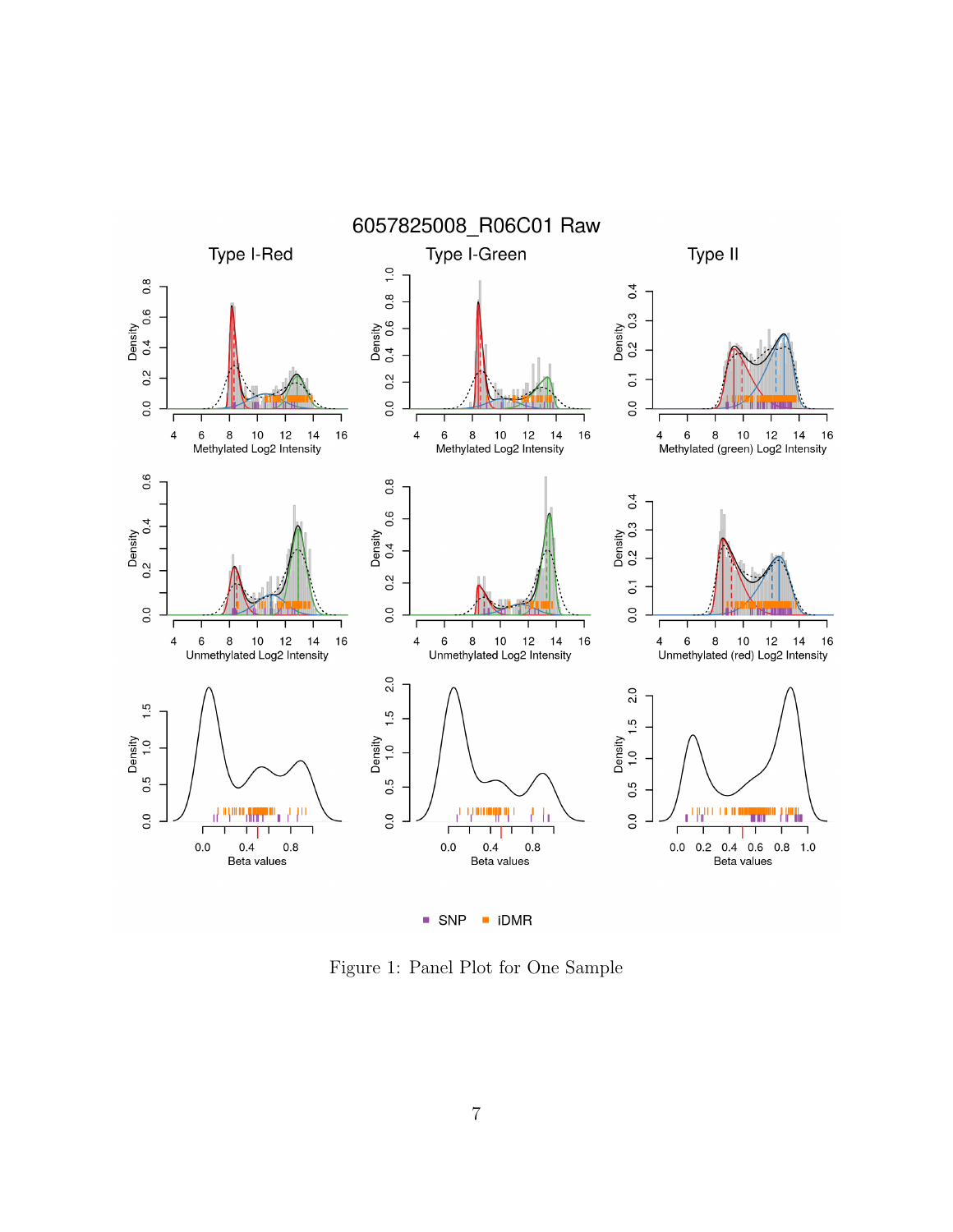Figure 1: Panel Plot for One Sample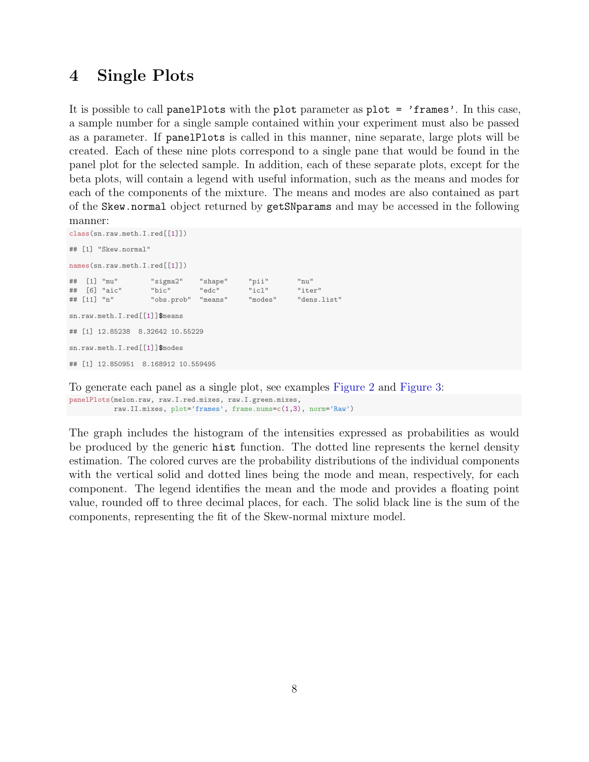# 4 Single Plots

It is possible to call `panelPlots` with the `plot` parameter as `plot = 'frames'`. In this case, a sample number for a single sample contained within your experiment must also be passed as a parameter. If `panelPlots` is called in this manner, nine separate, large plots will be created. Each of these nine plots correspond to a single pane that would be found in the panel plot for the selected sample. In addition, each of these separate plots, except for the beta plots, will contain a legend with useful information, such as the means and modes for each of the components of the mixture. The means and modes are also contained as part of the `Skew.normal` object returned by `getSNparams` and may be accessed in the following manner:

```
class(sn.raw.meth.I.red[[1]])

## [1] "Skew.normal"

names(sn.raw.meth.I.red[[1]])

##  [1] "mu"        "sigma2"    "shape"     "pii"       "nu"
##  [6] "aic"       "bic"       "edc"       "icl"       "iter"
## [11] "n"         "obs.prob"  "means"     "modes"     "dens.list"

sn.raw.meth.I.red[[1]]$means

## [1] 12.85238  8.32642 10.55229

sn.raw.meth.I.red[[1]]$modes

## [1] 12.850951  8.168912 10.559495
```

To generate each panel as a single plot, see examples Figure 2 and Figure 3:

```
panelPlots(melon.raw, raw.I.red.mixes, raw.I.green.mixes,
          raw.II.mixes, plot='frames', frame.nums=c(1,3), norm='Raw')
```

The graph includes the histogram of the intensities expressed as probabilities as would be produced by the generic `hist` function. The dotted line represents the kernel density estimation. The colored curves are the probability distributions of the individual components with the vertical solid and dotted lines being the mode and mean, respectively, for each component. The legend identifies the mean and the mode and provides a floating point value, rounded off to three decimal places, for each. The solid black line is the sum of the components, representing the fit of the Skew-normal mixture model.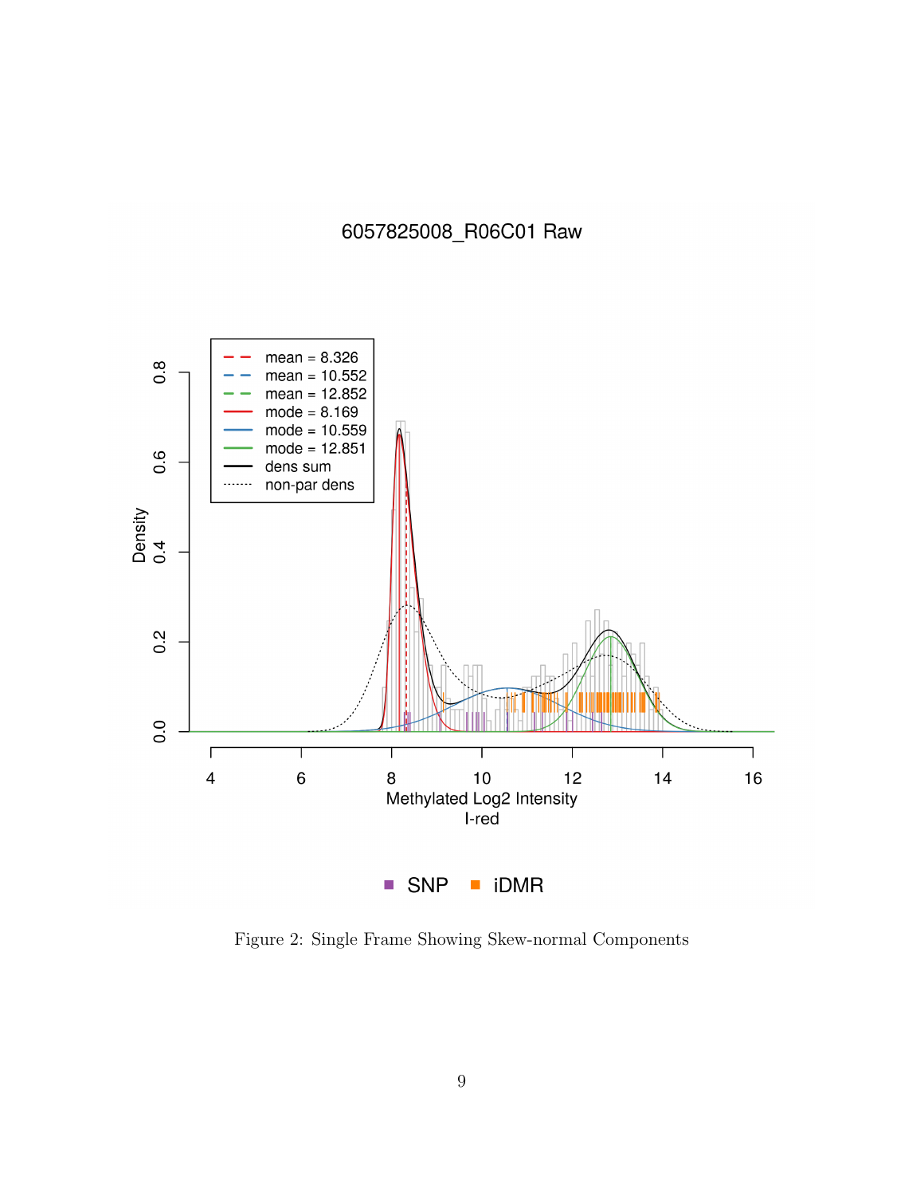Figure 2: Single Frame Showing Skew-normal Components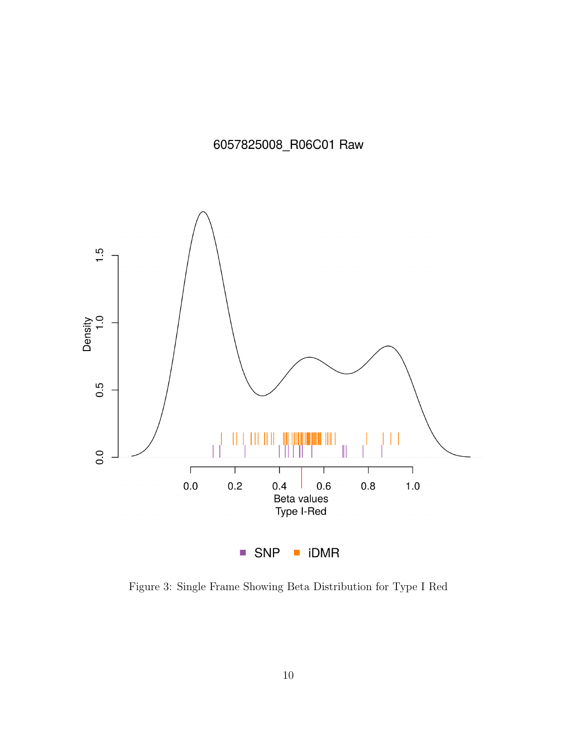Figure 3: Single Frame Showing Beta Distribution for Type I Red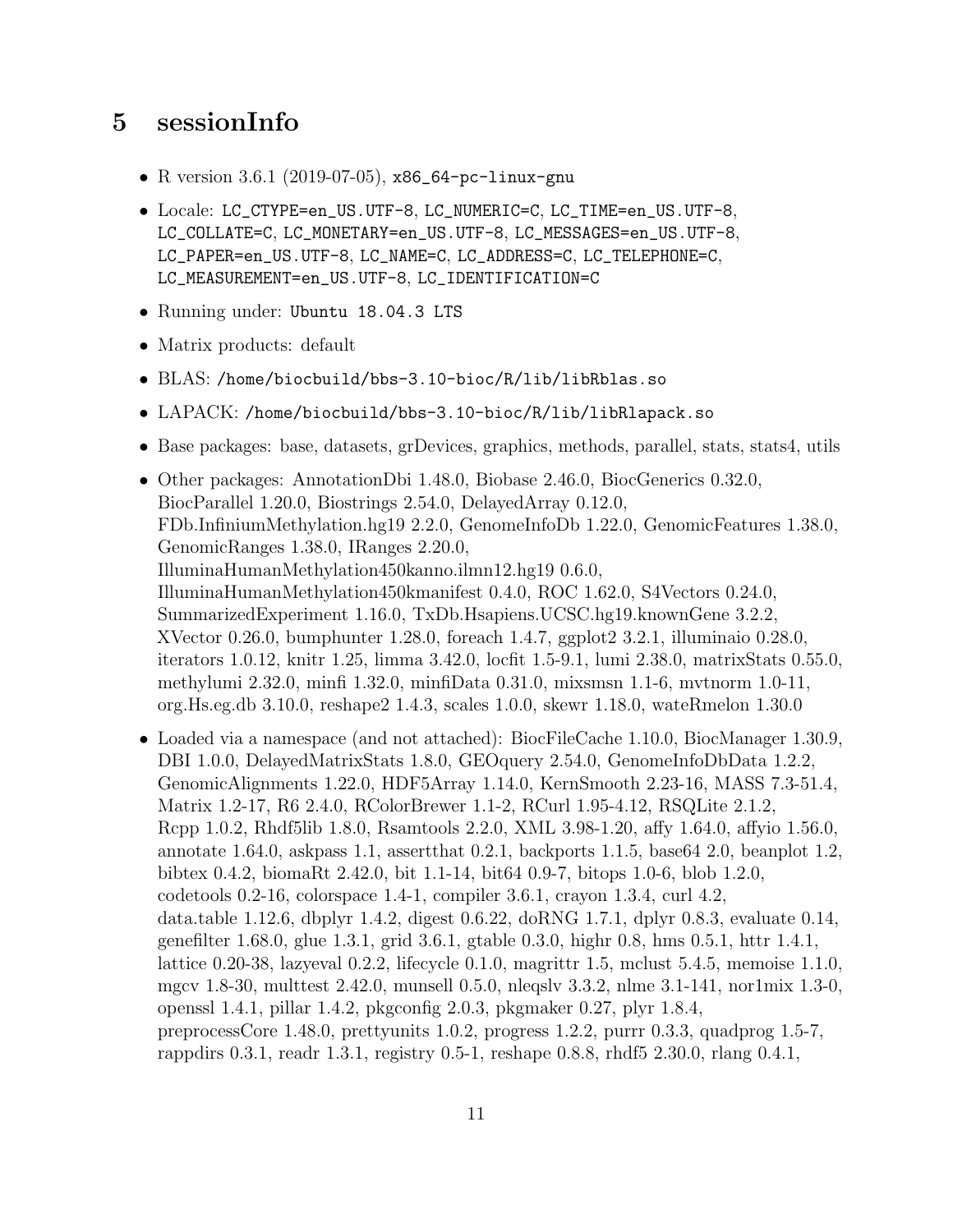## 5 sessionInfo

- R version 3.6.1 (2019-07-05), `x86_64-pc-linux-gnu`
- Locale: `LC_CTYPE=en_US.UTF-8`, `LC_NUMERIC=C`, `LC_TIME=en_US.UTF-8`, `LC_COLLATE=C`, `LC_MONETARY=en_US.UTF-8`, `LC_MESSAGES=en_US.UTF-8`, `LC_PAPER=en_US.UTF-8`, `LC_NAME=C`, `LC_ADDRESS=C`, `LC_TELEPHONE=C`, `LC_MEASUREMENT=en_US.UTF-8`, `LC_IDENTIFICATION=C`
- Running under: `Ubuntu 18.04.3 LTS`
- Matrix products: default
- BLAS: `/home/biocbuild/bbs-3.10-bioc/R/lib/libRblas.so`
- LAPACK: `/home/biocbuild/bbs-3.10-bioc/R/lib/libRlapack.so`
- Base packages: base, datasets, grDevices, graphics, methods, parallel, stats, stats4, utils
- Other packages: AnnotationDbi 1.48.0, Biobase 2.46.0, BiocGenerics 0.32.0, BiocParallel 1.20.0, Biostrings 2.54.0, DelayedArray 0.12.0, FDb.InfiniumMethylation.hg19 2.2.0, GenomeInfoDb 1.22.0, GenomicFeatures 1.38.0, GenomicRanges 1.38.0, IRanges 2.20.0, IlluminaHumanMethylation450kanno.ilmn12.hg19 0.6.0, IlluminaHumanMethylation450kmanifest 0.4.0, ROC 1.62.0, S4Vectors 0.24.0, SummarizedExperiment 1.16.0, TxDb.Hsapiens.UCSC.hg19.knownGene 3.2.2, XVector 0.26.0, bumphunter 1.28.0, foreach 1.4.7, ggplot2 3.2.1, illuminaio 0.28.0, iterators 1.0.12, knitr 1.25, limma 3.42.0, locfit 1.5-9.1, lumi 2.38.0, matrixStats 0.55.0, methylumi 2.32.0, minfi 1.32.0, minfiData 0.31.0, mixsmsn 1.1-6, mvtnorm 1.0-11, org.Hs.eg.db 3.10.0, reshape2 1.4.3, scales 1.0.0, skewr 1.18.0, wateRmelon 1.30.0
- Loaded via a namespace (and not attached): BiocFileCache 1.10.0, BiocManager 1.30.9, DBI 1.0.0, DelayedMatrixStats 1.8.0, GEOquery 2.54.0, GenomeInfoDbData 1.2.2, GenomicAlignments 1.22.0, HDF5Array 1.14.0, KernSmooth 2.23-16, MASS 7.3-51.4, Matrix 1.2-17, R6 2.4.0, RColorBrewer 1.1-2, RCurl 1.95-4.12, RSQLite 2.1.2, Rcpp 1.0.2, Rhdf5lib 1.8.0, Rsamtools 2.2.0, XML 3.98-1.20, affy 1.64.0, affyio 1.56.0, annotate 1.64.0, askpass 1.1, assertthat 0.2.1, backports 1.1.5, base64 2.0, beanplot 1.2, bibtex 0.4.2, biomaRt 2.42.0, bit 1.1-14, bit64 0.9-7, bitops 1.0-6, blob 1.2.0, codetools 0.2-16, colorspace 1.4-1, compiler 3.6.1, crayon 1.3.4, curl 4.2, data.table 1.12.6, dbplyr 1.4.2, digest 0.6.22, doRNG 1.7.1, dplyr 0.8.3, evaluate 0.14, genefilter 1.68.0, glue 1.3.1, grid 3.6.1, gtable 0.3.0, highr 0.8, hms 0.5.1, httr 1.4.1, lattice 0.20-38, lazyeval 0.2.2, lifecycle 0.1.0, magrittr 1.5, mclust 5.4.5, memoise 1.1.0, mgcv 1.8-30, multtest 2.42.0, munsell 0.5.0, nleqslv 3.3.2, nlme 3.1-141, nor1mix 1.3-0, openssl 1.4.1, pillar 1.4.2, pkgconfig 2.0.3, pkgmaker 0.27, plyr 1.8.4, preprocessCore 1.48.0, prettyunits 1.0.2, progress 1.2.2, purrr 0.3.3, quadprog 1.5-7, rappdirs 0.3.1, readr 1.3.1, registry 0.5-1, reshape 0.8.8, rhdf5 2.30.0, rlang 0.4.1,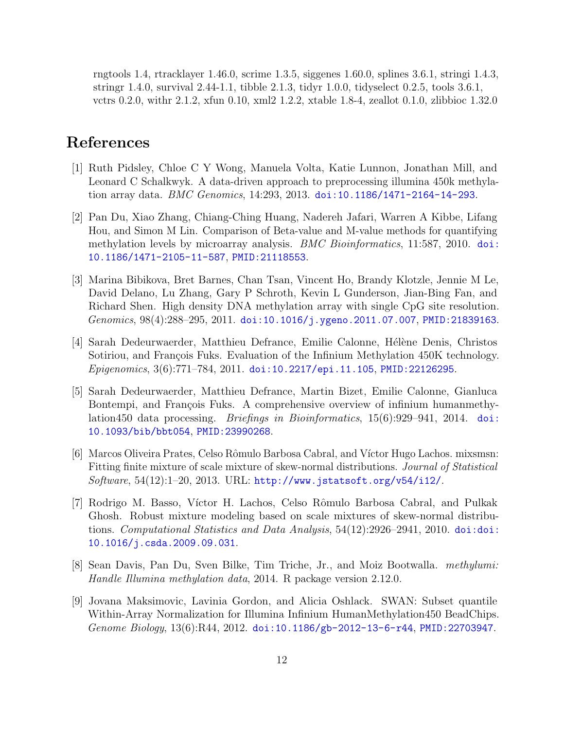rngtools 1.4, rtracklayer 1.46.0, scrime 1.3.5, siggenes 1.60.0, splines 3.6.1, stringi 1.4.3, stringr 1.4.0, survival 2.44-1.1, tibble 2.1.3, tidyr 1.0.0, tidyselect 0.2.5, tools 3.6.1, vctrs 0.2.0, withr 2.1.2, xfun 0.10, xml2 1.2.2, xtable 1.8-4, zeallot 0.1.0, zlibbioc 1.32.0

# References

[1] Ruth Pidsley, Chloe C Y Wong, Manuela Volta, Katie Lunnon, Jonathan Mill, and Leonard C Schalkwyk. A data-driven approach to preprocessing illumina 450k methylation array data. *BMC Genomics*, 14:293, 2013. doi:10.1186/1471-2164-14-293.

[2] Pan Du, Xiao Zhang, Chiang-Ching Huang, Nadereh Jafari, Warren A Kibbe, Lifang Hou, and Simon M Lin. Comparison of Beta-value and M-value methods for quantifying methylation levels by microarray analysis. *BMC Bioinformatics*, 11:587, 2010. doi:10.1186/1471-2105-11-587, PMID:21118553.

[3] Marina Bibikova, Bret Barnes, Chan Tsan, Vincent Ho, Brandy Klotzle, Jennie M Le, David Delano, Lu Zhang, Gary P Schroth, Kevin L Gunderson, Jian-Bing Fan, and Richard Shen. High density DNA methylation array with single CpG site resolution. *Genomics*, 98(4):288–295, 2011. doi:10.1016/j.ygeno.2011.07.007, PMID:21839163.

[4] Sarah Dedeurwaerder, Matthieu Defrance, Emilie Calonne, Hélène Denis, Christos Sotiriou, and François Fuks. Evaluation of the Infinium Methylation 450K technology. *Epigenomics*, 3(6):771–784, 2011. doi:10.2217/epi.11.105, PMID:22126295.

[5] Sarah Dedeurwaerder, Matthieu Defrance, Martin Bizet, Emilie Calonne, Gianluca Bontempi, and François Fuks. A comprehensive overview of infinium humanmethylation450 data processing. *Briefings in Bioinformatics*, 15(6):929–941, 2014. doi:10.1093/bib/bbt054, PMID:23990268.

[6] Marcos Oliveira Prates, Celso Rômulo Barbosa Cabral, and Víctor Hugo Lachos. mixsmsn: Fitting finite mixture of scale mixture of skew-normal distributions. *Journal of Statistical Software*, 54(12):1–20, 2013. URL: http://www.jstatsoft.org/v54/i12/.

[7] Rodrigo M. Basso, Víctor H. Lachos, Celso Rômulo Barbosa Cabral, and Pulkak Ghosh. Robust mixture modeling based on scale mixtures of skew-normal distributions. *Computational Statistics and Data Analysis*, 54(12):2926–2941, 2010. doi:doi:10.1016/j.csda.2009.09.031.

[8] Sean Davis, Pan Du, Sven Bilke, Tim Triche, Jr., and Moiz Bootwalla. *methylumi: Handle Illumina methylation data*, 2014. R package version 2.12.0.

[9] Jovana Maksimovic, Lavinia Gordon, and Alicia Oshlack. SWAN: Subset quantile Within-Array Normalization for Illumina Infinium HumanMethylation450 BeadChips. *Genome Biology*, 13(6):R44, 2012. doi:10.1186/gb-2012-13-6-r44, PMID:22703947.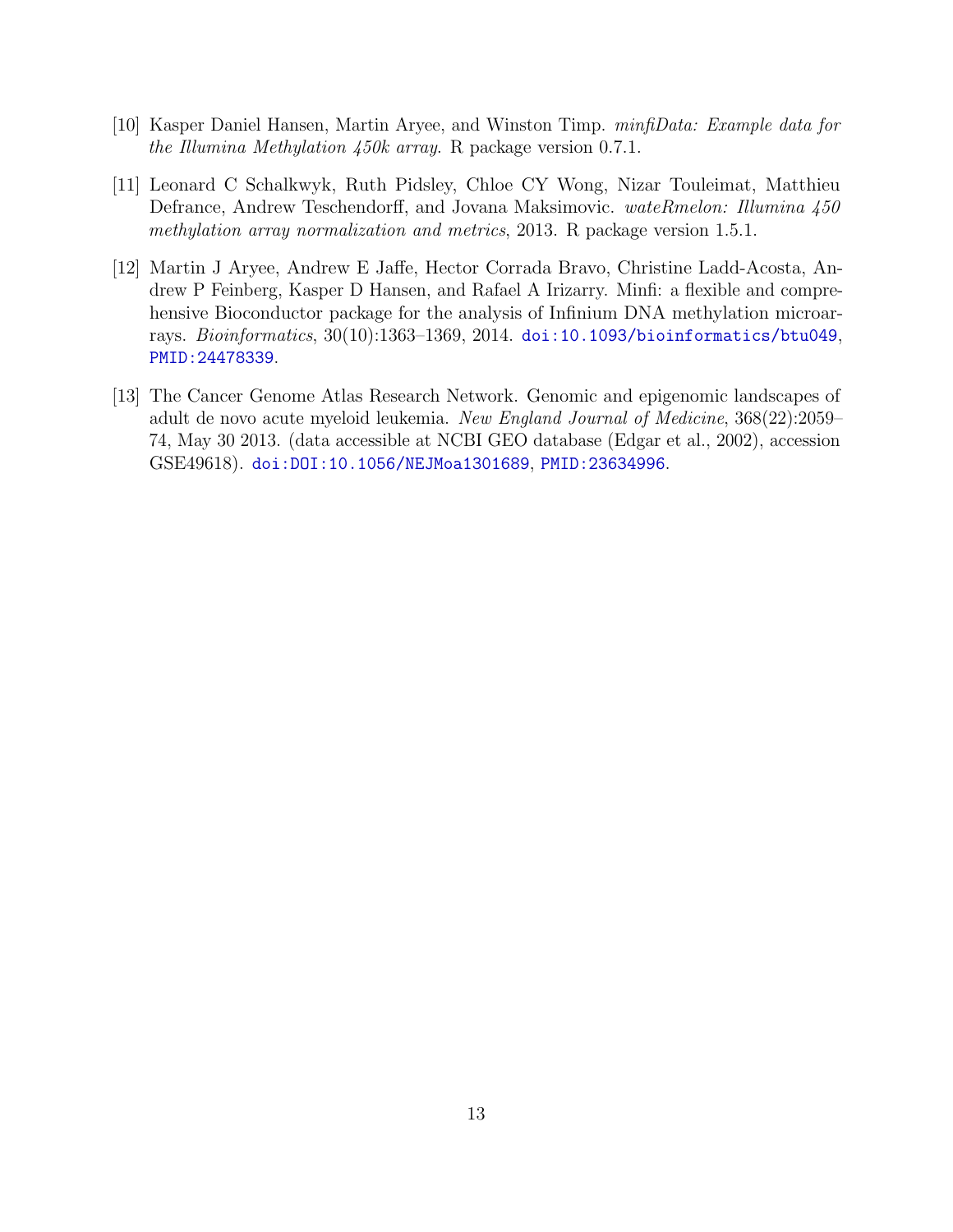[10] Kasper Daniel Hansen, Martin Aryee, and Winston Timp. *minfiData: Example data for the Illumina Methylation 450k array*. R package version 0.7.1.

[11] Leonard C Schalkwyk, Ruth Pidsley, Chloe CY Wong, Nizar Touleimat, Matthieu Defrance, Andrew Teschendorff, and Jovana Maksimovic. *wateRmelon: Illumina 450 methylation array normalization and metrics*, 2013. R package version 1.5.1.

[12] Martin J Aryee, Andrew E Jaffe, Hector Corrada Bravo, Christine Ladd-Acosta, Andrew P Feinberg, Kasper D Hansen, and Rafael A Irizarry. Minfi: a flexible and comprehensive Bioconductor package for the analysis of Infinium DNA methylation microarrays. *Bioinformatics*, 30(10):1363–1369, 2014. doi:10.1093/bioinformatics/btu049, PMID:24478339.

[13] The Cancer Genome Atlas Research Network. Genomic and epigenomic landscapes of adult de novo acute myeloid leukemia. *New England Journal of Medicine*, 368(22):2059–74, May 30 2013. (data accessible at NCBI GEO database (Edgar et al., 2002), accession GSE49618). doi:DOI:10.1056/NEJMoa1301689, PMID:23634996.